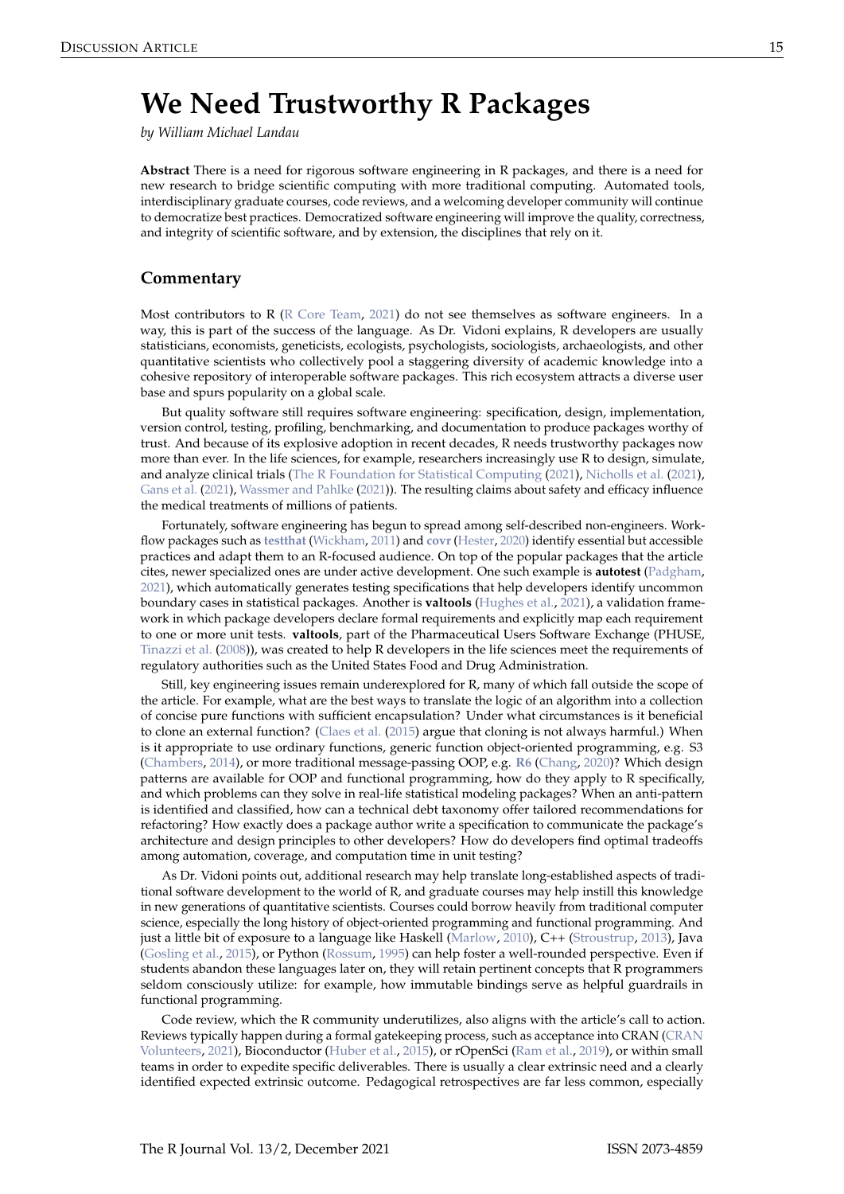# We Need Trustworthy R Packages

*by William Michael Landau*

**Abstract** There is a need for rigorous software engineering in R packages, and there is a need for new research to bridge scientific computing with more traditional computing. Automated tools, interdisciplinary graduate courses, code reviews, and a welcoming developer community will continue to democratize best practices. Democratized software engineering will improve the quality, correctness, and integrity of scientific software, and by extension, the disciplines that rely on it.

## Commentary

Most contributors to R (R Core Team, 2021) do not see themselves as software engineers. In a way, this is part of the success of the language. As Dr. Vidoni explains, R developers are usually statisticians, economists, geneticists, ecologists, psychologists, sociologists, archaeologists, and other quantitative scientists who collectively pool a staggering diversity of academic knowledge into a cohesive repository of interoperable software packages. This rich ecosystem attracts a diverse user base and spurs popularity on a global scale.

But quality software still requires software engineering: specification, design, implementation, version control, testing, profiling, benchmarking, and documentation to produce packages worthy of trust. And because of its explosive adoption in recent decades, R needs trustworthy packages now more than ever. In the life sciences, for example, researchers increasingly use R to design, simulate, and analyze clinical trials (The R Foundation for Statistical Computing (2021), Nicholls et al. (2021), Gans et al. (2021), Wassmer and Pahlke (2021)). The resulting claims about safety and efficacy influence the medical treatments of millions of patients.

Fortunately, software engineering has begun to spread among self-described non-engineers. Workflow packages such as **testthat** (Wickham, 2011) and **covr** (Hester, 2020) identify essential but accessible practices and adapt them to an R-focused audience. On top of the popular packages that the article cites, newer specialized ones are under active development. One such example is **autotest** (Padgham, 2021), which automatically generates testing specifications that help developers identify uncommon boundary cases in statistical packages. Another is **valtools** (Hughes et al., 2021), a validation framework in which package developers declare formal requirements and explicitly map each requirement to one or more unit tests. **valtools**, part of the Pharmaceutical Users Software Exchange (PHUSE, Tinazzi et al. (2008)), was created to help R developers in the life sciences meet the requirements of regulatory authorities such as the United States Food and Drug Administration.

Still, key engineering issues remain underexplored for R, many of which fall outside the scope of the article. For example, what are the best ways to translate the logic of an algorithm into a collection of concise pure functions with sufficient encapsulation? Under what circumstances is it beneficial to clone an external function? (Claes et al. (2015) argue that cloning is not always harmful.) When is it appropriate to use ordinary functions, generic function object-oriented programming, e.g. S3 (Chambers, 2014), or more traditional message-passing OOP, e.g. **R6** (Chang, 2020)? Which design patterns are available for OOP and functional programming, how do they apply to R specifically, and which problems can they solve in real-life statistical modeling packages? When an anti-pattern is identified and classified, how can a technical debt taxonomy offer tailored recommendations for refactoring? How exactly does a package author write a specification to communicate the package's architecture and design principles to other developers? How do developers find optimal tradeoffs among automation, coverage, and computation time in unit testing?

As Dr. Vidoni points out, additional research may help translate long-established aspects of traditional software development to the world of R, and graduate courses may help instill this knowledge in new generations of quantitative scientists. Courses could borrow heavily from traditional computer science, especially the long history of object-oriented programming and functional programming. And just a little bit of exposure to a language like Haskell (Marlow, 2010), C++ (Stroustrup, 2013), Java (Gosling et al., 2015), or Python (Rossum, 1995) can help foster a well-rounded perspective. Even if students abandon these languages later on, they will retain pertinent concepts that R programmers seldom consciously utilize: for example, how immutable bindings serve as helpful guardrails in functional programming.

Code review, which the R community underutilizes, also aligns with the article's call to action. Reviews typically happen during a formal gatekeeping process, such as acceptance into CRAN (CRAN Volunteers, 2021), Bioconductor (Huber et al., 2015), or rOpenSci (Ram et al., 2019), or within small teams in order to expedite specific deliverables. There is usually a clear extrinsic need and a clearly identified expected extrinsic outcome. Pedagogical retrospectives are far less common, especially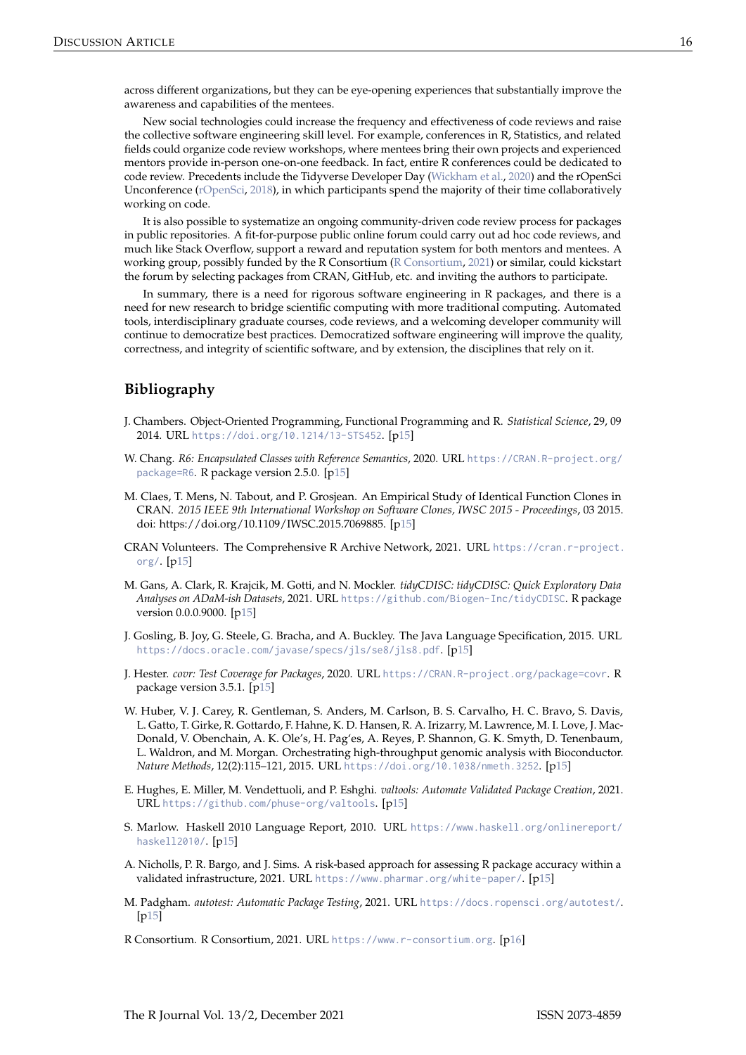across different organizations, but they can be eye-opening experiences that substantially improve the awareness and capabilities of the mentees.

New social technologies could increase the frequency and effectiveness of code reviews and raise the collective software engineering skill level. For example, conferences in R, Statistics, and related fields could organize code review workshops, where mentees bring their own projects and experienced mentors provide in-person one-on-one feedback. In fact, entire R conferences could be dedicated to code review. Precedents include the Tidyverse Developer Day (Wickham et al., 2020) and the rOpenSci Unconference (rOpenSci, 2018), in which participants spend the majority of their time collaboratively working on code.

It is also possible to systematize an ongoing community-driven code review process for packages in public repositories. A fit-for-purpose public online forum could carry out ad hoc code reviews, and much like Stack Overflow, support a reward and reputation system for both mentors and mentees. A working group, possibly funded by the R Consortium (R Consortium, 2021) or similar, could kickstart the forum by selecting packages from CRAN, GitHub, etc. and inviting the authors to participate.

In summary, there is a need for rigorous software engineering in R packages, and there is a need for new research to bridge scientific computing with more traditional computing. Automated tools, interdisciplinary graduate courses, code reviews, and a welcoming developer community will continue to democratize best practices. Democratized software engineering will improve the quality, correctness, and integrity of scientific software, and by extension, the disciplines that rely on it.

## Bibliography

J. Chambers. Object-Oriented Programming, Functional Programming and R. *Statistical Science*, 29, 09 2014. URL https://doi.org/10.1214/13-STS452. [p15]

W. Chang. *R6: Encapsulated Classes with Reference Semantics*, 2020. URL https://CRAN.R-project.org/package=R6. R package version 2.5.0. [p15]

M. Claes, T. Mens, N. Tabout, and P. Grosjean. An Empirical Study of Identical Function Clones in CRAN. *2015 IEEE 9th International Workshop on Software Clones, IWSC 2015 - Proceedings*, 03 2015. doi: https://doi.org/10.1109/IWSC.2015.7069885. [p15]

CRAN Volunteers. The Comprehensive R Archive Network, 2021. URL https://cran.r-project.org/. [p15]

M. Gans, A. Clark, R. Krajcik, M. Gotti, and N. Mockler. *tidyCDISC: tidyCDISC: Quick Exploratory Data Analyses on ADaM-ish Datasets*, 2021. URL https://github.com/Biogen-Inc/tidyCDISC. R package version 0.0.0.9000. [p15]

J. Gosling, B. Joy, G. Steele, G. Bracha, and A. Buckley. The Java Language Specification, 2015. URL https://docs.oracle.com/javase/specs/jls/se8/jls8.pdf. [p15]

J. Hester. *covr: Test Coverage for Packages*, 2020. URL https://CRAN.R-project.org/package=covr. R package version 3.5.1. [p15]

W. Huber, V. J. Carey, R. Gentleman, S. Anders, M. Carlson, B. S. Carvalho, H. C. Bravo, S. Davis, L. Gatto, T. Girke, R. Gottardo, F. Hahne, K. D. Hansen, R. A. Irizarry, M. Lawrence, M. I. Love, J. MacDonald, V. Obenchain, A. K. Ole's, H. Pag'es, A. Reyes, P. Shannon, G. K. Smyth, D. Tenenbaum, L. Waldron, and M. Morgan. Orchestrating high-throughput genomic analysis with Bioconductor. *Nature Methods*, 12(2):115–121, 2015. URL https://doi.org/10.1038/nmeth.3252. [p15]

E. Hughes, E. Miller, M. Vendettuoli, and P. Eshghi. *valtools: Automate Validated Package Creation*, 2021. URL https://github.com/phuse-org/valtools. [p15]

S. Marlow. Haskell 2010 Language Report, 2010. URL https://www.haskell.org/onlinereport/haskell2010/. [p15]

A. Nicholls, P. R. Bargo, and J. Sims. A risk-based approach for assessing R package accuracy within a validated infrastructure, 2021. URL https://www.pharmar.org/white-paper/. [p15]

M. Padgham. *autotest: Automatic Package Testing*, 2021. URL https://docs.ropensci.org/autotest/. [p15]

R Consortium. R Consortium, 2021. URL https://www.r-consortium.org. [p16]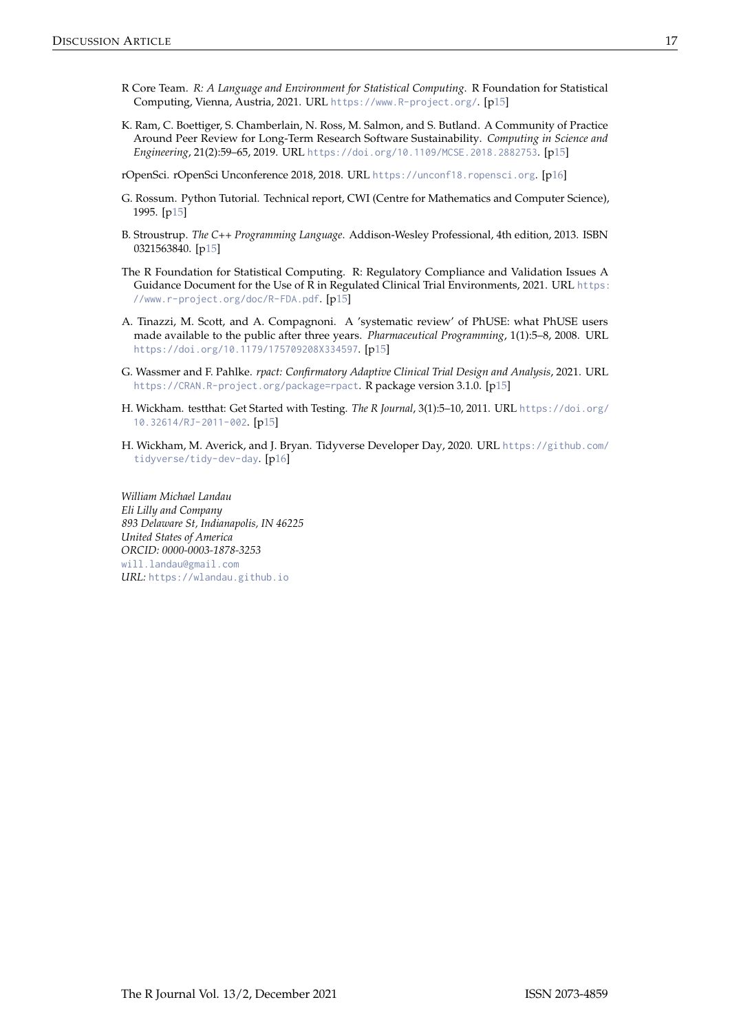R Core Team. *R: A Language and Environment for Statistical Computing*. R Foundation for Statistical Computing, Vienna, Austria, 2021. URL https://www.R-project.org/. [p15]

K. Ram, C. Boettiger, S. Chamberlain, N. Ross, M. Salmon, and S. Butland. A Community of Practice Around Peer Review for Long-Term Research Software Sustainability. *Computing in Science and Engineering*, 21(2):59–65, 2019. URL https://doi.org/10.1109/MCSE.2018.2882753. [p15]

rOpenSci. rOpenSci Unconference 2018, 2018. URL https://unconf18.ropensci.org. [p16]

G. Rossum. Python Tutorial. Technical report, CWI (Centre for Mathematics and Computer Science), 1995. [p15]

B. Stroustrup. *The C++ Programming Language*. Addison-Wesley Professional, 4th edition, 2013. ISBN 0321563840. [p15]

The R Foundation for Statistical Computing. R: Regulatory Compliance and Validation Issues A Guidance Document for the Use of R in Regulated Clinical Trial Environments, 2021. URL https://www.r-project.org/doc/R-FDA.pdf. [p15]

A. Tinazzi, M. Scott, and A. Compagnoni. A 'systematic review' of PhUSE: what PhUSE users made available to the public after three years. *Pharmaceutical Programming*, 1(1):5–8, 2008. URL https://doi.org/10.1179/175709208X334597. [p15]

G. Wassmer and F. Pahlke. *rpact: Confirmatory Adaptive Clinical Trial Design and Analysis*, 2021. URL https://CRAN.R-project.org/package=rpact. R package version 3.1.0. [p15]

H. Wickham. testthat: Get Started with Testing. *The R Journal*, 3(1):5–10, 2011. URL https://doi.org/10.32614/RJ-2011-002. [p15]

H. Wickham, M. Averick, and J. Bryan. Tidyverse Developer Day, 2020. URL https://github.com/tidyverse/tidy-dev-day. [p16]

*William Michael Landau*
*Eli Lilly and Company*
*893 Delaware St, Indianapolis, IN 46225*
*United States of America*
*ORCID: 0000-0003-1878-3253*
will.landau@gmail.com
*URL:* https://wlandau.github.io